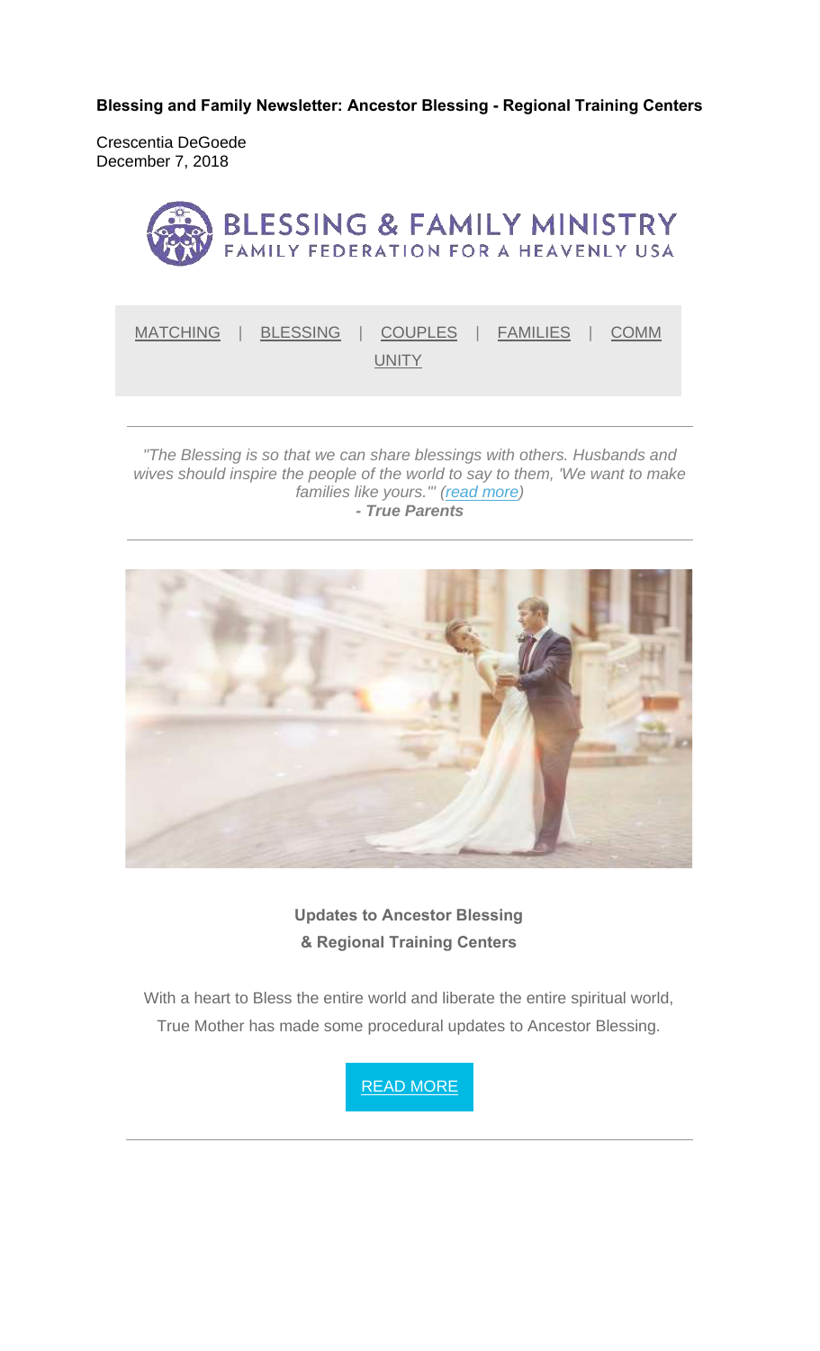**Blessing and Family Newsletter: Ancestor Blessing - Regional Training Centers**

Crescentia DeGoede
December 7, 2018

BLESSING & FAMILY MINISTRY
FAMILY FEDERATION FOR A HEAVENLY USA

MATCHING | BLESSING | COUPLES | FAMILIES | COMMUNITY

---

*"The Blessing is so that we can share blessings with others. Husbands and wives should inspire the people of the world to say to them, 'We want to make families like yours.'" (read more)*
***- True Parents***

---

**Updates to Ancestor Blessing**
**& Regional Training Centers**

With a heart to Bless the entire world and liberate the entire spiritual world, True Mother has made some procedural updates to Ancestor Blessing.

READ MORE

---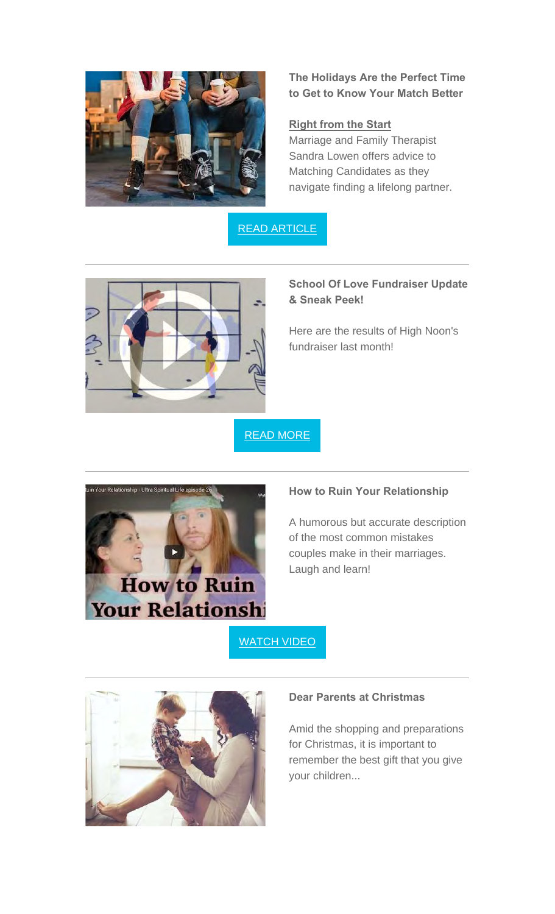**The Holidays Are the Perfect Time to Get to Know Your Match Better**

**Right from the Start**
Marriage and Family Therapist Sandra Lowen offers advice to Matching Candidates as they navigate finding a lifelong partner.

READ ARTICLE

---

**School Of Love Fundraiser Update & Sneak Peek!**

Here are the results of High Noon's fundraiser last month!

READ MORE

---

**How to Ruin Your Relationship**

A humorous but accurate description of the most common mistakes couples make in their marriages. Laugh and learn!

WATCH VIDEO

---

**Dear Parents at Christmas**

Amid the shopping and preparations for Christmas, it is important to remember the best gift that you give your children...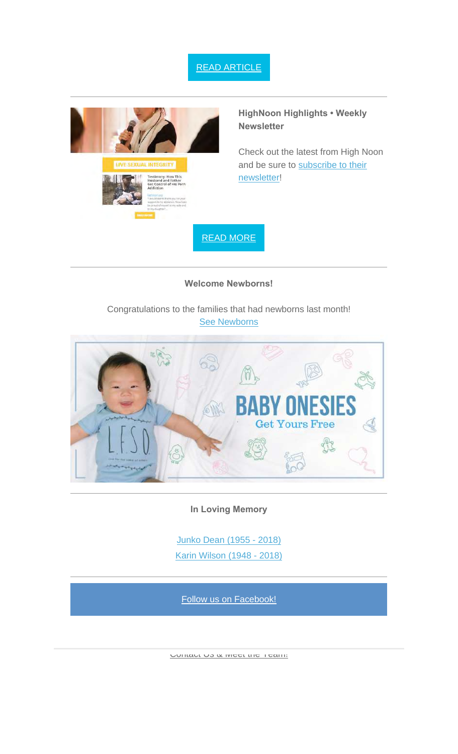READ ARTICLE

---

**HighNoon Highlights • Weekly Newsletter**

Check out the latest from High Noon and be sure to subscribe to their newsletter!

READ MORE

---

**Welcome Newborns!**

Congratulations to the families that had newborns last month!
See Newborns

---

**In Loving Memory**

Junko Dean (1955 - 2018)
Karin Wilson (1948 - 2018)

---

Follow us on Facebook!

Contact Us & Meet the Team!